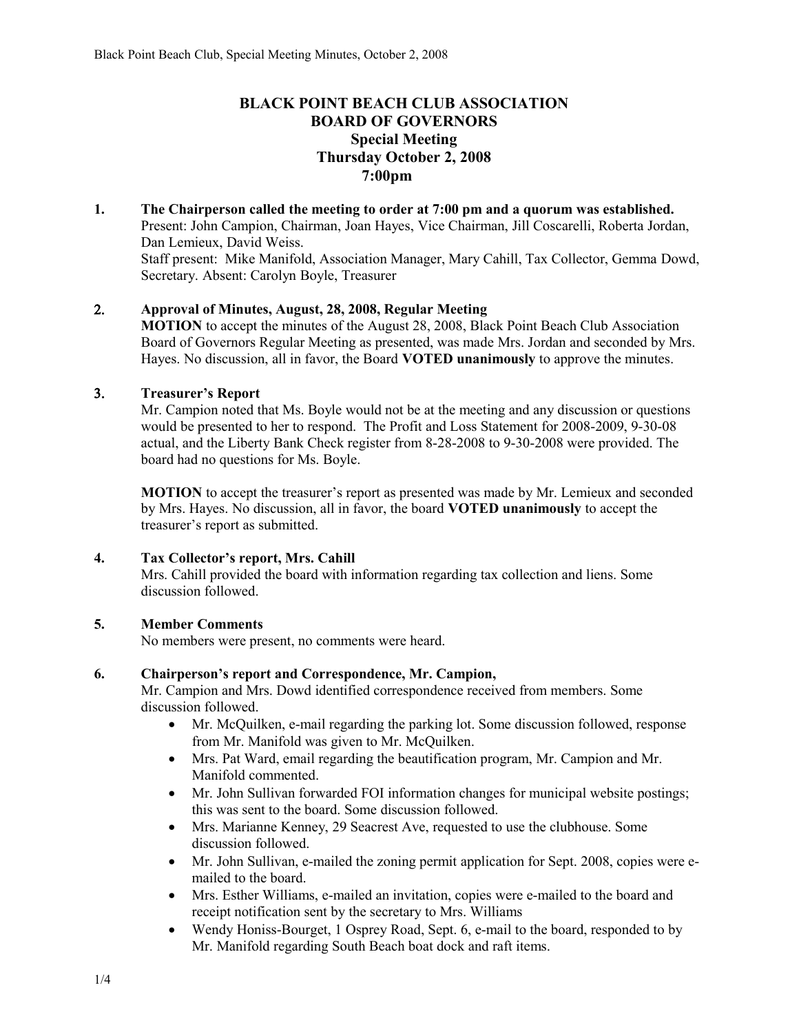# BLACK POINT BEACH CLUB ASSOCIATION
## BOARD OF GOVERNORS
### Special Meeting
### Thursday October 2, 2008
### 7:00pm

**1. The Chairperson called the meeting to order at 7:00 pm and a quorum was established.**

Present: John Campion, Chairman, Joan Hayes, Vice Chairman, Jill Coscarelli, Roberta Jordan, Dan Lemieux, David Weiss.

Staff present: Mike Manifold, Association Manager, Mary Cahill, Tax Collector, Gemma Dowd, Secretary. Absent: Carolyn Boyle, Treasurer

**2. Approval of Minutes, August, 28, 2008, Regular Meeting**

**MOTION** to accept the minutes of the August 28, 2008, Black Point Beach Club Association Board of Governors Regular Meeting as presented, was made Mrs. Jordan and seconded by Mrs. Hayes. No discussion, all in favor, the Board **VOTED unanimously** to approve the minutes.

**3. Treasurer's Report**

Mr. Campion noted that Ms. Boyle would not be at the meeting and any discussion or questions would be presented to her to respond. The Profit and Loss Statement for 2008-2009, 9-30-08 actual, and the Liberty Bank Check register from 8-28-2008 to 9-30-2008 were provided. The board had no questions for Ms. Boyle.

**MOTION** to accept the treasurer's report as presented was made by Mr. Lemieux and seconded by Mrs. Hayes. No discussion, all in favor, the board **VOTED unanimously** to accept the treasurer's report as submitted.

**4. Tax Collector's report, Mrs. Cahill**

Mrs. Cahill provided the board with information regarding tax collection and liens. Some discussion followed.

**5. Member Comments**

No members were present, no comments were heard.

**6. Chairperson's report and Correspondence, Mr. Campion,**

Mr. Campion and Mrs. Dowd identified correspondence received from members. Some discussion followed.

- Mr. McQuilken, e-mail regarding the parking lot. Some discussion followed, response from Mr. Manifold was given to Mr. McQuilken.
- Mrs. Pat Ward, email regarding the beautification program, Mr. Campion and Mr. Manifold commented.
- Mr. John Sullivan forwarded FOI information changes for municipal website postings; this was sent to the board. Some discussion followed.
- Mrs. Marianne Kenney, 29 Seacrest Ave, requested to use the clubhouse. Some discussion followed.
- Mr. John Sullivan, e-mailed the zoning permit application for Sept. 2008, copies were e-mailed to the board.
- Mrs. Esther Williams, e-mailed an invitation, copies were e-mailed to the board and receipt notification sent by the secretary to Mrs. Williams
- Wendy Honiss-Bourget, 1 Osprey Road, Sept. 6, e-mail to the board, responded to by Mr. Manifold regarding South Beach boat dock and raft items.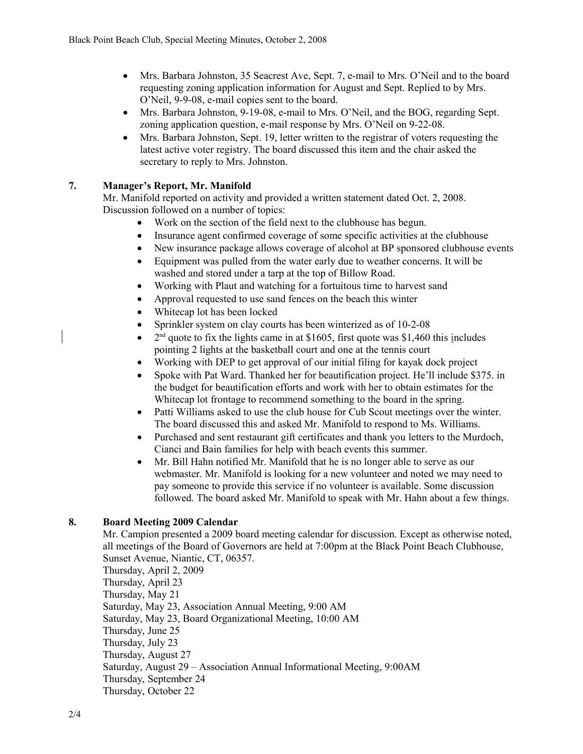- Mrs. Barbara Johnston, 35 Seacrest Ave, Sept. 7, e-mail to Mrs. O'Neil and to the board requesting zoning application information for August and Sept. Replied to by Mrs. O'Neil, 9-9-08, e-mail copies sent to the board.
- Mrs. Barbara Johnston, 9-19-08, e-mail to Mrs. O'Neil, and the BOG, regarding Sept. zoning application question, e-mail response by Mrs. O'Neil on 9-22-08.
- Mrs. Barbara Johnston, Sept. 19, letter written to the registrar of voters requesting the latest active voter registry. The board discussed this item and the chair asked the secretary to reply to Mrs. Johnston.

## 7. Manager's Report, Mr. Manifold

Mr. Manifold reported on activity and provided a written statement dated Oct. 2, 2008. Discussion followed on a number of topics:

- Work on the section of the field next to the clubhouse has begun.
- Insurance agent confirmed coverage of some specific activities at the clubhouse
- New insurance package allows coverage of alcohol at BP sponsored clubhouse events
- Equipment was pulled from the water early due to weather concerns. It will be washed and stored under a tarp at the top of Billow Road.
- Working with Plaut and watching for a fortuitous time to harvest sand
- Approval requested to use sand fences on the beach this winter
- Whitecap lot has been locked
- Sprinkler system on clay courts has been winterized as of 10-2-08
- 2nd quote to fix the lights came in at $1605, first quote was $1,460 this includes pointing 2 lights at the basketball court and one at the tennis court
- Working with DEP to get approval of our initial filing for kayak dock project
- Spoke with Pat Ward. Thanked her for beautification project. He'll include $375. in the budget for beautification efforts and work with her to obtain estimates for the Whitecap lot frontage to recommend something to the board in the spring.
- Patti Williams asked to use the club house for Cub Scout meetings over the winter. The board discussed this and asked Mr. Manifold to respond to Ms. Williams.
- Purchased and sent restaurant gift certificates and thank you letters to the Murdoch, Cianci and Bain families for help with beach events this summer.
- Mr. Bill Hahn notified Mr. Manifold that he is no longer able to serve as our webmaster. Mr. Manifold is looking for a new volunteer and noted we may need to pay someone to provide this service if no volunteer is available. Some discussion followed. The board asked Mr. Manifold to speak with Mr. Hahn about a few things.

## 8. Board Meeting 2009 Calendar

Mr. Campion presented a 2009 board meeting calendar for discussion. Except as otherwise noted, all meetings of the Board of Governors are held at 7:00pm at the Black Point Beach Clubhouse, Sunset Avenue, Niantic, CT, 06357.

Thursday, April 2, 2009
Thursday, April 23
Thursday, May 21
Saturday, May 23, Association Annual Meeting, 9:00 AM
Saturday, May 23, Board Organizational Meeting, 10:00 AM
Thursday, June 25
Thursday, July 23
Thursday, August 27
Saturday, August 29 – Association Annual Informational Meeting, 9:00AM
Thursday, September 24
Thursday, October 22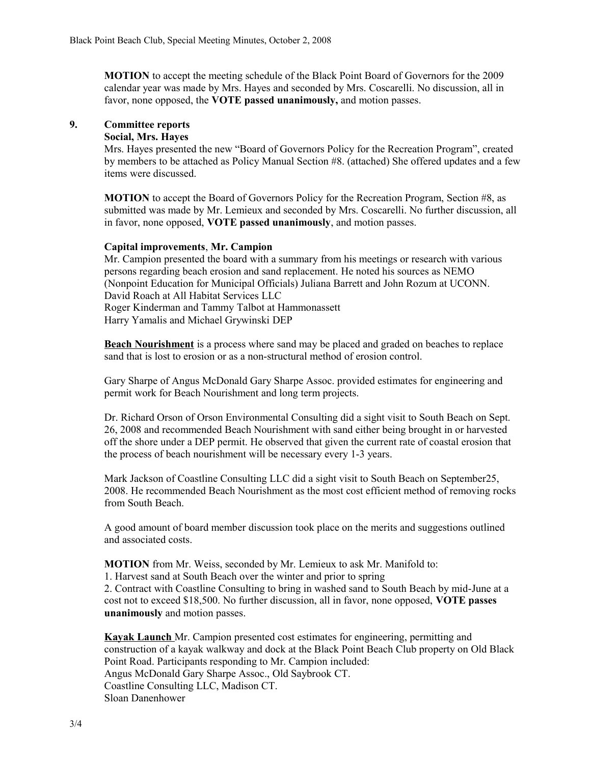**MOTION** to accept the meeting schedule of the Black Point Board of Governors for the 2009 calendar year was made by Mrs. Hayes and seconded by Mrs. Coscarelli. No discussion, all in favor, none opposed, the **VOTE passed unanimously,** and motion passes.

**9. Committee reports**

**Social, Mrs. Hayes**

Mrs. Hayes presented the new "Board of Governors Policy for the Recreation Program", created by members to be attached as Policy Manual Section #8. (attached) She offered updates and a few items were discussed.

**MOTION** to accept the Board of Governors Policy for the Recreation Program, Section #8, as submitted was made by Mr. Lemieux and seconded by Mrs. Coscarelli. No further discussion, all in favor, none opposed, **VOTE passed unanimously**, and motion passes.

**Capital improvements**, **Mr. Campion**

Mr. Campion presented the board with a summary from his meetings or research with various persons regarding beach erosion and sand replacement. He noted his sources as NEMO (Nonpoint Education for Municipal Officials) Juliana Barrett and John Rozum at UCONN.
David Roach at All Habitat Services LLC
Roger Kinderman and Tammy Talbot at Hammonassett
Harry Yamalis and Michael Grywinski DEP

**Beach Nourishment** is a process where sand may be placed and graded on beaches to replace sand that is lost to erosion or as a non-structural method of erosion control.

Gary Sharpe of Angus McDonald Gary Sharpe Assoc. provided estimates for engineering and permit work for Beach Nourishment and long term projects.

Dr. Richard Orson of Orson Environmental Consulting did a sight visit to South Beach on Sept. 26, 2008 and recommended Beach Nourishment with sand either being brought in or harvested off the shore under a DEP permit. He observed that given the current rate of coastal erosion that the process of beach nourishment will be necessary every 1-3 years.

Mark Jackson of Coastline Consulting LLC did a sight visit to South Beach on September25, 2008. He recommended Beach Nourishment as the most cost efficient method of removing rocks from South Beach.

A good amount of board member discussion took place on the merits and suggestions outlined and associated costs.

**MOTION** from Mr. Weiss, seconded by Mr. Lemieux to ask Mr. Manifold to:
1. Harvest sand at South Beach over the winter and prior to spring
2. Contract with Coastline Consulting to bring in washed sand to South Beach by mid-June at a cost not to exceed $18,500. No further discussion, all in favor, none opposed, **VOTE passes unanimously** and motion passes.

**Kayak Launch** Mr. Campion presented cost estimates for engineering, permitting and construction of a kayak walkway and dock at the Black Point Beach Club property on Old Black Point Road. Participants responding to Mr. Campion included:
Angus McDonald Gary Sharpe Assoc., Old Saybrook CT.
Coastline Consulting LLC, Madison CT.
Sloan Danenhower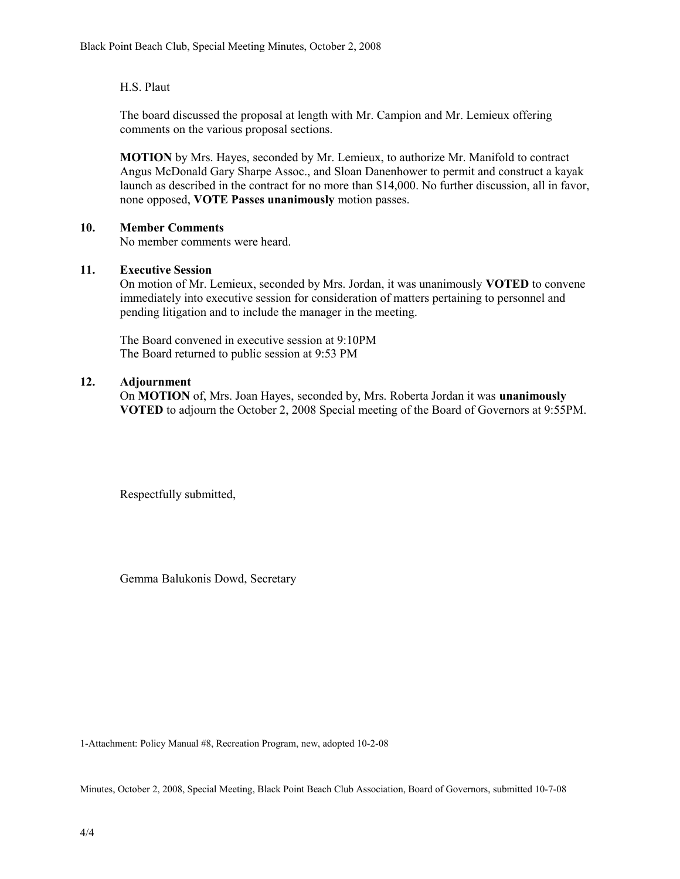H.S. Plaut

The board discussed the proposal at length with Mr. Campion and Mr. Lemieux offering comments on the various proposal sections.

**MOTION** by Mrs. Hayes, seconded by Mr. Lemieux, to authorize Mr. Manifold to contract Angus McDonald Gary Sharpe Assoc., and Sloan Danenhower to permit and construct a kayak launch as described in the contract for no more than $14,000. No further discussion, all in favor, none opposed, **VOTE Passes unanimously** motion passes.

**10. Member Comments**

No member comments were heard.

**11. Executive Session**

On motion of Mr. Lemieux, seconded by Mrs. Jordan, it was unanimously **VOTED** to convene immediately into executive session for consideration of matters pertaining to personnel and pending litigation and to include the manager in the meeting.

The Board convened in executive session at 9:10PM
The Board returned to public session at 9:53 PM

**12. Adjournment**

On **MOTION** of, Mrs. Joan Hayes, seconded by, Mrs. Roberta Jordan it was **unanimously VOTED** to adjourn the October 2, 2008 Special meeting of the Board of Governors at 9:55PM.

Respectfully submitted,

Gemma Balukonis Dowd, Secretary

1-Attachment: Policy Manual #8, Recreation Program, new, adopted 10-2-08

Minutes, October 2, 2008, Special Meeting, Black Point Beach Club Association, Board of Governors, submitted 10-7-08